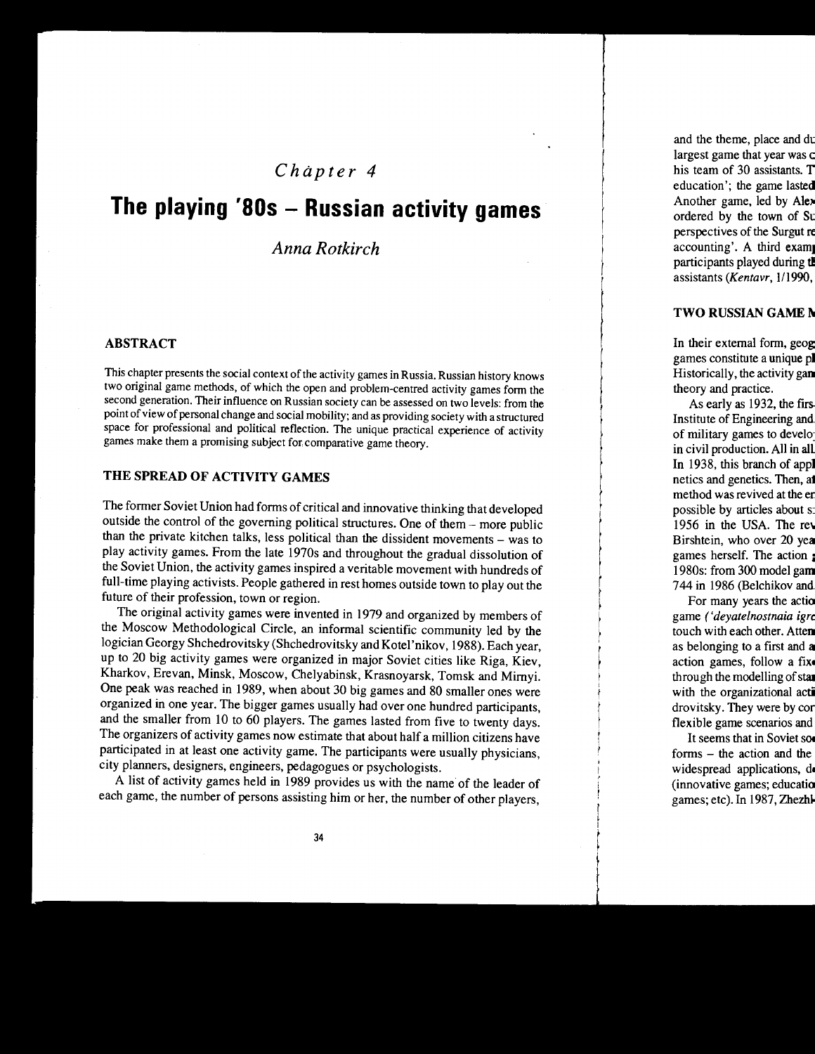# *Chapter 4*

# The playing '80s – Russian activity games

## *Anna Rotkirch*

### ABSTRACT

This chapter presents the social context of the activity games in Russia. Russian history knows two original game methods, of which the open and problem-centred activity games form the second generation. Their influence on Russian society can be assessed on two levels: from the point of view of personal change and social mobility; and as providing society with a structured space for professional and political reflection. The unique practical experience of activity games make them a promising subject for comparative game theory.

### THE SPREAD OF ACTIVITY GAMES

The former Soviet Union had forms of critical and innovative thinking that developed outside the control of the governing political structures. One of them – more public than the private kitchen talks, less political than the dissident movements – was to play activity games. From the late 1970s and throughout the gradual dissolution of the Soviet Union, the activity games inspired a veritable movement with hundreds of full-time playing activists. People gathered in rest homes outside town to play out the future of their profession, town or region.

The original activity games were invented in 1979 and organized by members of the Moscow Methodological Circle, an informal scientific community led by the logician Georgy Shchedrovitsky (Shchedrovitsky and Kotel'nikov, 1988). Each year, up to 20 big activity games were organized in major Soviet cities like Riga, Kiev, Kharkov, Erevan, Minsk, Moscow, Chelyabinsk, Krasnoyarsk, Tomsk and Mirnyi. One peak was reached in 1989, when about 30 big games and 80 smaller ones were organized in one year. The bigger games usually had over one hundred participants, and the smaller from 10 to 60 players. The games lasted from five to twenty days. The organizers of activity games now estimate that about half a million citizens have participated in at least one activity game. The participants were usually physicians, city planners, designers, engineers, pedagogues or psychologists.

A list of activity games held in 1989 provides us with the name of the leader of each game, the number of persons assisting him or her, the number of other players,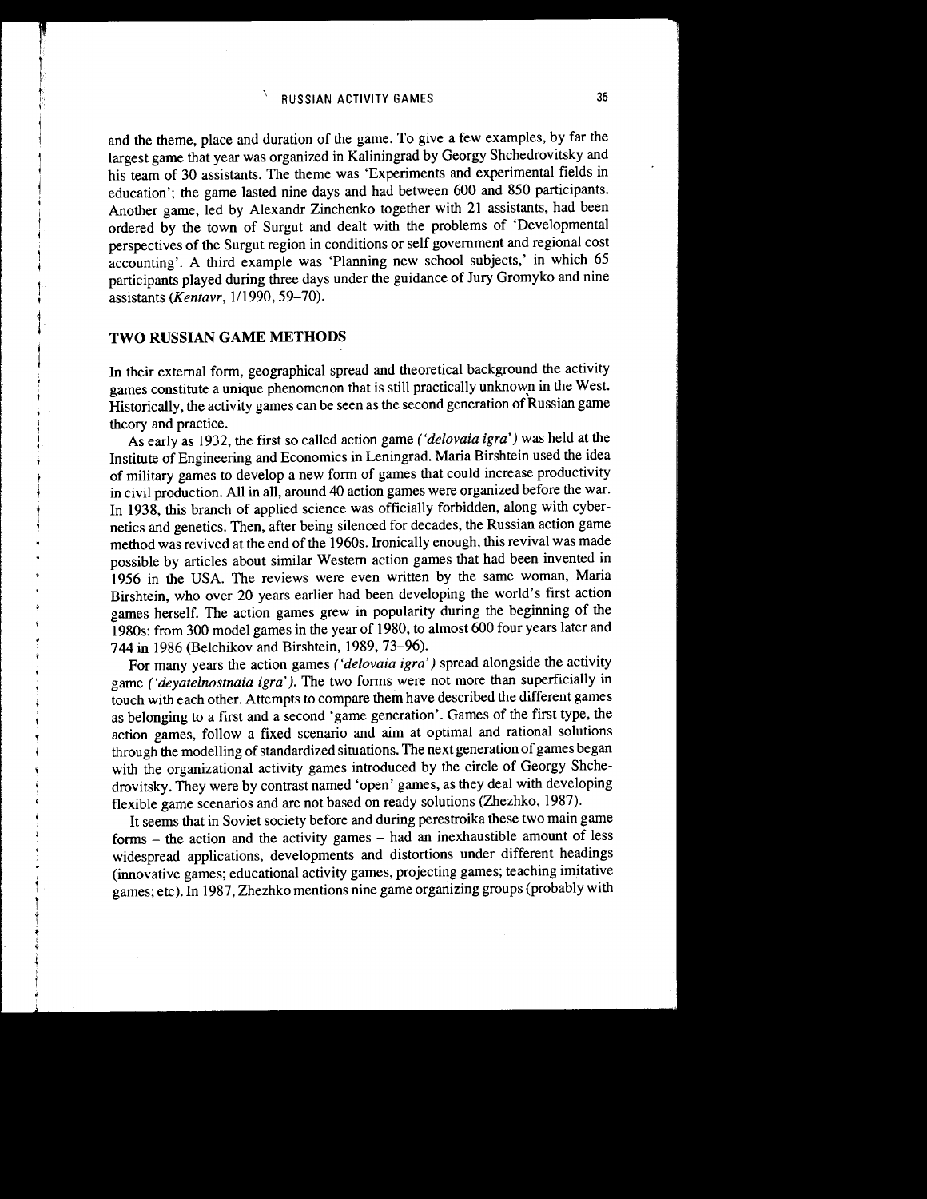and the theme, place and duration of the game. To give a few examples, by far the largest game that year was organized in Kaliningrad by Georgy Shchedrovitsky and his team of 30 assistants. The theme was 'Experiments and experimental fields in education'; the game lasted nine days and had between 600 and 850 participants. Another game, led by Alexandr Zinchenko together with 21 assistants, had been ordered by the town of Surgut and dealt with the problems of 'Developmental perspectives of the Surgut region in conditions or self government and regional cost accounting'. A third example was 'Planning new school subjects,' in which 65 participants played during three days under the guidance of Jury Gromyko and nine assistants (*Kentavr*, 1/1990, 59–70).

## TWO RUSSIAN GAME METHODS

In their external form, geographical spread and theoretical background the activity games constitute a unique phenomenon that is still practically unknown in the West. Historically, the activity games can be seen as the second generation of Russian game theory and practice.

As early as 1932, the first so called action game (*'delovaia igra'*) was held at the Institute of Engineering and Economics in Leningrad. Maria Birshtein used the idea of military games to develop a new form of games that could increase productivity in civil production. All in all, around 40 action games were organized before the war. In 1938, this branch of applied science was officially forbidden, along with cybernetics and genetics. Then, after being silenced for decades, the Russian action game method was revived at the end of the 1960s. Ironically enough, this revival was made possible by articles about similar Western action games that had been invented in 1956 in the USA. The reviews were even written by the same woman, Maria Birshtein, who over 20 years earlier had been developing the world's first action games herself. The action games grew in popularity during the beginning of the 1980s: from 300 model games in the year of 1980, to almost 600 four years later and 744 in 1986 (Belchikov and Birshtein, 1989, 73–96).

For many years the action games (*'delovaia igra'*) spread alongside the activity game (*'deyatelnostnaia igra'*). The two forms were not more than superficially in touch with each other. Attempts to compare them have described the different games as belonging to a first and a second 'game generation'. Games of the first type, the action games, follow a fixed scenario and aim at optimal and rational solutions through the modelling of standardized situations. The next generation of games began with the organizational activity games introduced by the circle of Georgy Shchedrovitsky. They were by contrast named 'open' games, as they deal with developing flexible game scenarios and are not based on ready solutions (Zhezhko, 1987).

It seems that in Soviet society before and during perestroika these two main game forms – the action and the activity games – had an inexhaustible amount of less widespread applications, developments and distortions under different headings (innovative games; educational activity games, projecting games; teaching imitative games; etc). In 1987, Zhezhko mentions nine game organizing groups (probably with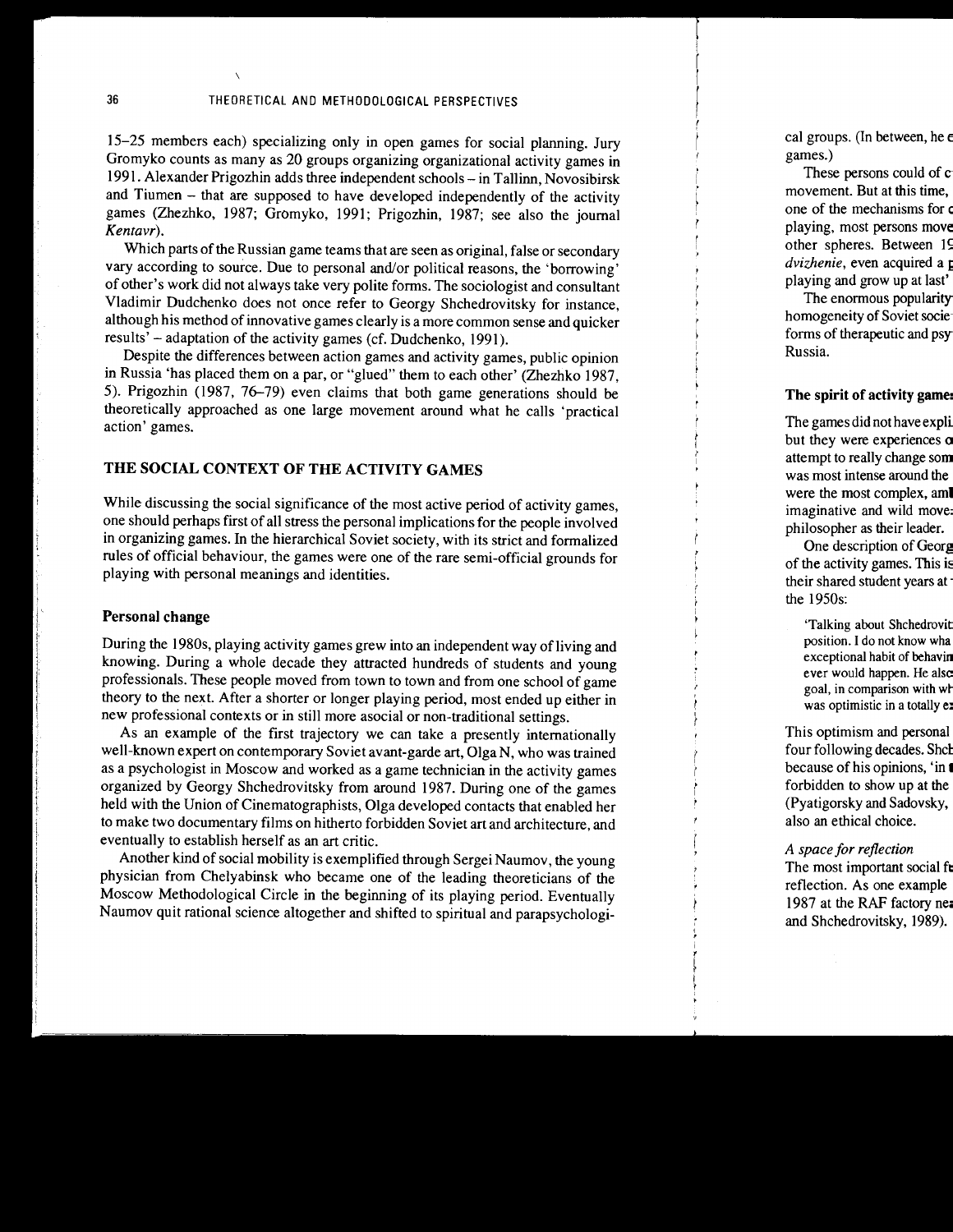15–25 members each) specializing only in open games for social planning. Jury Gromyko counts as many as 20 groups organizing organizational activity games in 1991. Alexander Prigozhin adds three independent schools – in Tallinn, Novosibirsk and Tiumen – that are supposed to have developed independently of the activity games (Zhezhko, 1987; Gromyko, 1991; Prigozhin, 1987; see also the journal *Kentavr*).

Which parts of the Russian game teams that are seen as original, false or secondary vary according to source. Due to personal and/or political reasons, the 'borrowing' of other's work did not always take very polite forms. The sociologist and consultant Vladimir Dudchenko does not once refer to Georgy Shchedrovitsky for instance, although his method of innovative games clearly is a more common sense and quicker results' – adaptation of the activity games (cf. Dudchenko, 1991).

Despite the differences between action games and activity games, public opinion in Russia 'has placed them on a par, or "glued" them to each other' (Zhezhko 1987, 5). Prigozhin (1987, 76–79) even claims that both game generations should be theoretically approached as one large movement around what he calls 'practical action' games.

## THE SOCIAL CONTEXT OF THE ACTIVITY GAMES

While discussing the social significance of the most active period of activity games, one should perhaps first of all stress the personal implications for the people involved in organizing games. In the hierarchical Soviet society, with its strict and formalized rules of official behaviour, the games were one of the rare semi-official grounds for playing with personal meanings and identities.

### Personal change

During the 1980s, playing activity games grew into an independent way of living and knowing. During a whole decade they attracted hundreds of students and young professionals. These people moved from town to town and from one school of game theory to the next. After a shorter or longer playing period, most ended up either in new professional contexts or in still more asocial or non-traditional settings.

As an example of the first trajectory we can take a presently internationally well-known expert on contemporary Soviet avant-garde art, Olga N, who was trained as a psychologist in Moscow and worked as a game technician in the activity games organized by Georgy Shchedrovitsky from around 1987. During one of the games held with the Union of Cinematographists, Olga developed contacts that enabled her to make two documentary films on hitherto forbidden Soviet art and architecture, and eventually to establish herself as an art critic.

Another kind of social mobility is exemplified through Sergei Naumov, the young physician from Chelyabinsk who became one of the leading theoreticians of the Moscow Methodological Circle in the beginning of its playing period. Eventually Naumov quit rational science altogether and shifted to spiritual and parapsychologi-

cal groups. (In between, he e
games.)

These persons could of c
movement. But at this time,
one of the mechanisms for c
playing, most persons move
other spheres. Between 19
*dvizhenie*, even acquired a p
playing and grow up at last'

The enormous popularity
homogeneity of Soviet socie
forms of therapeutic and psy
Russia.

### The spirit of activity game

The games did not have expli
but they were experiences o
attempt to really change som
was most intense around the
were the most complex, aml
imaginative and wild move
philosopher as their leader.

One description of Georg
of the activity games. This is
their shared student years at
the 1950s:

> 'Talking about Shchedrovit
> position. I do not know wha
> exceptional habit of behavin
> ever would happen. He also
> goal, in comparison with wh
> was optimistic in a totally e

This optimism and personal
four following decades. Shch
because of his opinions, 'in t
forbidden to show up at the
(Pyatigorsky and Sadovsky,
also an ethical choice.

#### *A space for reflection*

The most important social fe
reflection. As one example
1987 at the RAF factory nea
and Shchedrovitsky, 1989).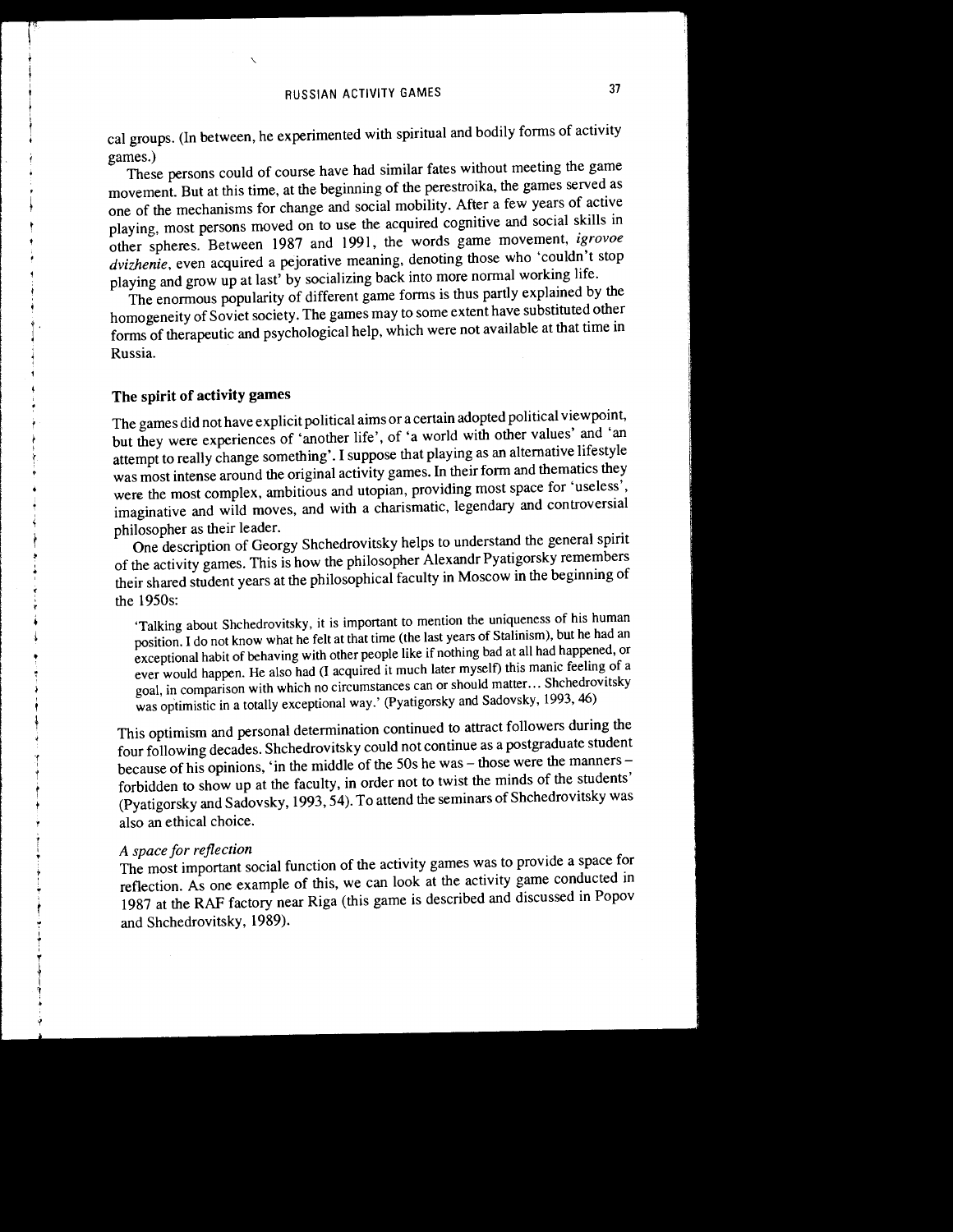cal groups. (In between, he experimented with spiritual and bodily forms of activity games.)

These persons could of course have had similar fates without meeting the game movement. But at this time, at the beginning of the perestroika, the games served as one of the mechanisms for change and social mobility. After a few years of active playing, most persons moved on to use the acquired cognitive and social skills in other spheres. Between 1987 and 1991, the words game movement, *igrovoe dvizhenie*, even acquired a pejorative meaning, denoting those who 'couldn't stop playing and grow up at last' by socializing back into more normal working life.

The enormous popularity of different game forms is thus partly explained by the homogeneity of Soviet society. The games may to some extent have substituted other forms of therapeutic and psychological help, which were not available at that time in Russia.

## The spirit of activity games

The games did not have explicit political aims or a certain adopted political viewpoint, but they were experiences of 'another life', of 'a world with other values' and 'an attempt to really change something'. I suppose that playing as an alternative lifestyle was most intense around the original activity games. In their form and thematics they were the most complex, ambitious and utopian, providing most space for 'useless', imaginative and wild moves, and with a charismatic, legendary and controversial philosopher as their leader.

One description of Georgy Shchedrovitsky helps to understand the general spirit of the activity games. This is how the philosopher Alexandr Pyatigorsky remembers their shared student years at the philosophical faculty in Moscow in the beginning of the 1950s:

> 'Talking about Shchedrovitsky, it is important to mention the uniqueness of his human position. I do not know what he felt at that time (the last years of Stalinism), but he had an exceptional habit of behaving with other people like if nothing bad at all had happened, or ever would happen. He also had (I acquired it much later myself) this manic feeling of a goal, in comparison with which no circumstances can or should matter… Shchedrovitsky was optimistic in a totally exceptional way.' (Pyatigorsky and Sadovsky, 1993, 46)

This optimism and personal determination continued to attract followers during the four following decades. Shchedrovitsky could not continue as a postgraduate student because of his opinions, 'in the middle of the 50s he was – those were the manners – forbidden to show up at the faculty, in order not to twist the minds of the students' (Pyatigorsky and Sadovsky, 1993, 54). To attend the seminars of Shchedrovitsky was also an ethical choice.

### *A space for reflection*

The most important social function of the activity games was to provide a space for reflection. As one example of this, we can look at the activity game conducted in 1987 at the RAF factory near Riga (this game is described and discussed in Popov and Shchedrovitsky, 1989).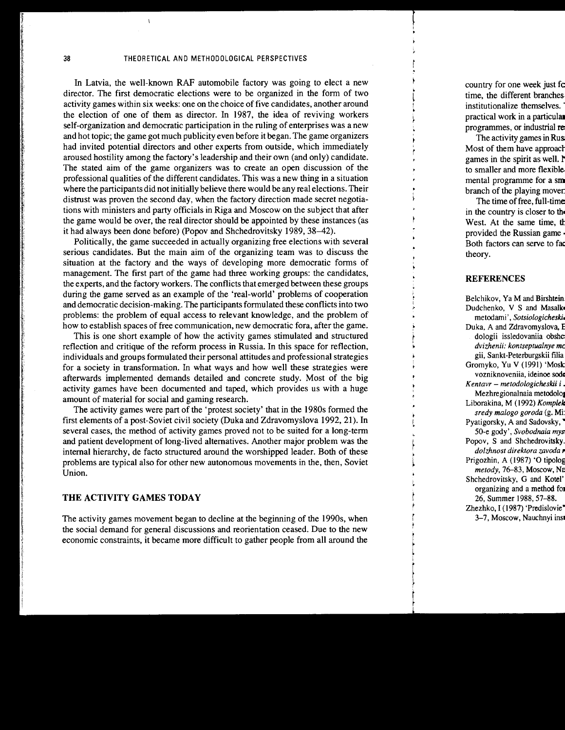In Latvia, the well-known RAF automobile factory was going to elect a new director. The first democratic elections were to be organized in the form of two activity games within six weeks: one on the choice of five candidates, another around the election of one of them as director. In 1987, the idea of reviving workers self-organization and democratic participation in the ruling of enterprises was a new and hot topic; the game got much publicity even before it began. The game organizers had invited potential directors and other experts from outside, which immediately aroused hostility among the factory's leadership and their own (and only) candidate. The stated aim of the game organizers was to create an open discussion of the professional qualities of the different candidates. This was a new thing in a situation where the participants did not initially believe there would be any real elections. Their distrust was proven the second day, when the factory direction made secret negotiations with ministers and party officials in Riga and Moscow on the subject that after the game would be over, the real director should be appointed by these instances (as it had always been done before) (Popov and Shchedrovitsky 1989, 38–42).

Politically, the game succeeded in actually organizing free elections with several serious candidates. But the main aim of the organizing team was to discuss the situation at the factory and the ways of developing more democratic forms of management. The first part of the game had three working groups: the candidates, the experts, and the factory workers. The conflicts that emerged between these groups during the game served as an example of the 'real-world' problems of cooperation and democratic decision-making. The participants formulated these conflicts into two problems: the problem of equal access to relevant knowledge, and the problem of how to establish spaces of free communication, new democratic fora, after the game.

This is one short example of how the activity games stimulated and structured reflection and critique of the reform process in Russia. In this space for reflection, individuals and groups formulated their personal attitudes and professional strategies for a society in transformation. In what ways and how well these strategies were afterwards implemented demands detailed and concrete study. Most of the big activity games have been documented and taped, which provides us with a huge amount of material for social and gaming research.

The activity games were part of the 'protest society' that in the 1980s formed the first elements of a post-Soviet civil society (Duka and Zdravomyslova 1992, 21). In several cases, the method of activity games proved not to be suited for a long-term and patient development of long-lived alternatives. Another major problem was the internal hierarchy, de facto structured around the worshipped leader. Both of these problems are typical also for other new autonomous movements in the, then, Soviet Union.

## THE ACTIVITY GAMES TODAY

The activity games movement began to decline at the beginning of the 1990s, when the social demand for general discussions and reorientation ceased. Due to the new economic constraints, it became more difficult to gather people from all around the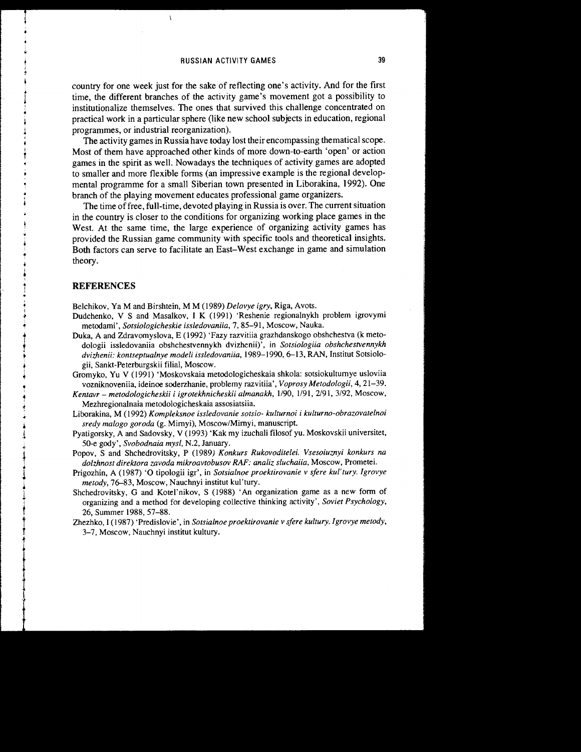country for one week just for the sake of reflecting one's activity. And for the first time, the different branches of the activity game's movement got a possibility to institutionalize themselves. The ones that survived this challenge concentrated on practical work in a particular sphere (like new school subjects in education, regional programmes, or industrial reorganization).

The activity games in Russia have today lost their encompassing thematical scope. Most of them have approached other kinds of more down-to-earth 'open' or action games in the spirit as well. Nowadays the techniques of activity games are adopted to smaller and more flexible forms (an impressive example is the regional developmental programme for a small Siberian town presented in Liborakina, 1992). One branch of the playing movement educates professional game organizers.

The time of free, full-time, devoted playing in Russia is over. The current situation in the country is closer to the conditions for organizing working place games in the West. At the same time, the large experience of organizing activity games has provided the Russian game community with specific tools and theoretical insights. Both factors can serve to facilitate an East–West exchange in game and simulation theory.

## REFERENCES

Belchikov, Ya M and Birshtein, M M (1989) *Delovye igry*, Riga, Avots.

Dudchenko, V S and Masalkov, I K (1991) 'Reshenie regionalnykh problem igrovymi metodami', *Sotsiologicheskie issledovaniia*, 7, 85–91, Moscow, Nauka.

Duka, A and Zdravomyslova, E (1992) 'Fazy razvitiia grazhdanskogo obshchestva (k metodologii issledovaniia obshchestvennykh dvizhenii)', in *Sotsiologiia obshchestvennykh dvizhenii: kontseptualnye modeli issledovaniia*, 1989–1990, 6–13, RAN, Institut Sotsiologii, Sankt-Peterburgskii filial, Moscow.

Gromyko, Yu V (1991) 'Moskovskaia metodologicheskaia shkola: sotsiokulturnye usloviia vozniknoveniia, ideinoe soderzhanie, problemy razvitiia', *Voprosy Metodologii*, 4, 21–39.

*Kentavr – metodologicheskii i igrotekhnicheskii almanakh*, 1/90, 1/91, 2/91, 3/92, Moscow, Mezhregionalnaia metodologicheskaia assosiatsiia.

Liborakina, M (1992) *Kompleksnoe issledovanie sotsio- kulturnoi i kulturno-obrazovatelnoi sredy malogo goroda* (g. Mirnyi), Moscow/Mirnyi, manuscript.

Pyatigorsky, A and Sadovsky, V (1993) 'Kak my izuchali filosof yu. Moskovskii universitet, 50-e gody', *Svobodnaia mysl*, N.2, January.

Popov, S and Shchedrovitsky, P (1989) *Konkurs Rukovoditelei. Vsesoiuznyi konkurs na dolzhnost direktora zavoda mikroavtobusov RAF: analiz sluchaiia*, Moscow, Prometei.

Prigozhin, A (1987) 'O tipologii igr', in *Sotsialnoe proektirovanie v sfere kul'tury. Igrovye metody*, 76–83, Moscow, Nauchnyi institut kul'tury.

Shchedrovitsky, G and Kotel'nikov, S (1988) 'An organization game as a new form of organizing and a method for developing collective thinking activity', *Soviet Psychology*, 26, Summer 1988, 57–88.

Zhezhko, I (1987) 'Predislovie', in *Sotsialnoe proektirovanie v sfere kultury. Igrovye metody*, 3–7, Moscow, Nauchnyi institut kultury.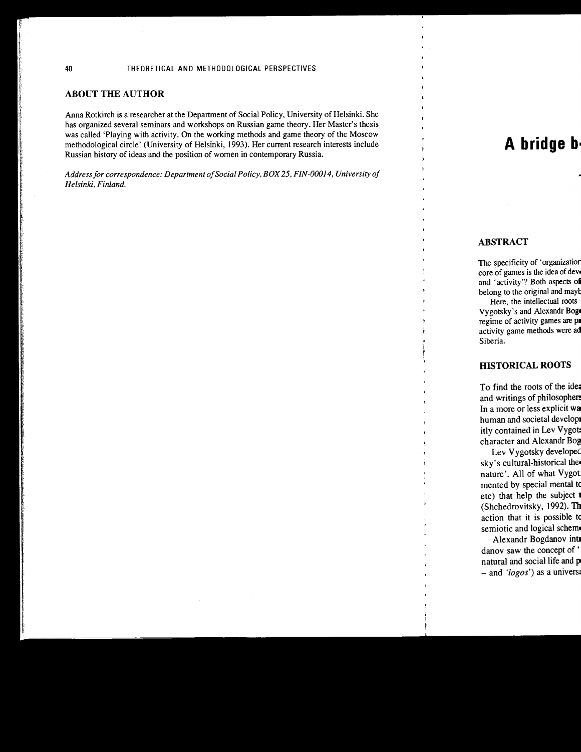## ABOUT THE AUTHOR

Anna Rotkirch is a researcher at the Department of Social Policy, University of Helsinki. She has organized several seminars and workshops on Russian game theory. Her Master's thesis was called 'Playing with activity. On the working methods and game theory of the Moscow methodological circle' (University of Helsinki, 1993). Her current research interests include Russian history of ideas and the position of women in contemporary Russia.

*Address for correspondence: Department of Social Policy, BOX 25, FIN-00014, University of Helsinki, Finland.*